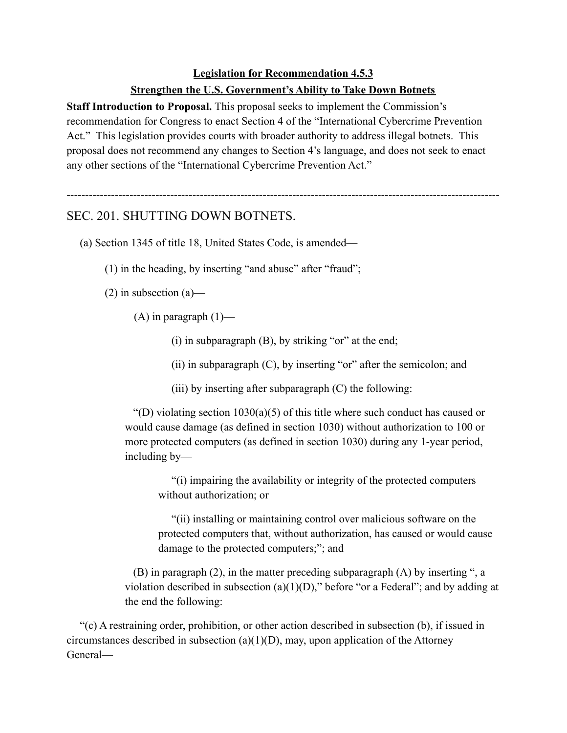**Legislation for Recommendation 4.5.3**

**Strengthen the U.S. Government's Ability to Take Down Botnets**

**Staff Introduction to Proposal.** This proposal seeks to implement the Commission's recommendation for Congress to enact Section 4 of the "International Cybercrime Prevention Act." This legislation provides courts with broader authority to address illegal botnets. This proposal does not recommend any changes to Section 4's language, and does not seek to enact any other sections of the "International Cybercrime Prevention Act."

---

## SEC. 201. SHUTTING DOWN BOTNETS.

(a) Section 1345 of title 18, United States Code, is amended—

(1) in the heading, by inserting "and abuse" after "fraud";

(2) in subsection (a)—

(A) in paragraph (1)—

(i) in subparagraph (B), by striking "or" at the end;

(ii) in subparagraph (C), by inserting "or" after the semicolon; and

(iii) by inserting after subparagraph (C) the following:

"(D) violating section 1030(a)(5) of this title where such conduct has caused or would cause damage (as defined in section 1030) without authorization to 100 or more protected computers (as defined in section 1030) during any 1-year period, including by—

"(i) impairing the availability or integrity of the protected computers without authorization; or

"(ii) installing or maintaining control over malicious software on the protected computers that, without authorization, has caused or would cause damage to the protected computers;"; and

(B) in paragraph (2), in the matter preceding subparagraph (A) by inserting ", a violation described in subsection (a)(1)(D)," before "or a Federal"; and by adding at the end the following:

"(c) A restraining order, prohibition, or other action described in subsection (b), if issued in circumstances described in subsection (a)(1)(D), may, upon application of the Attorney General—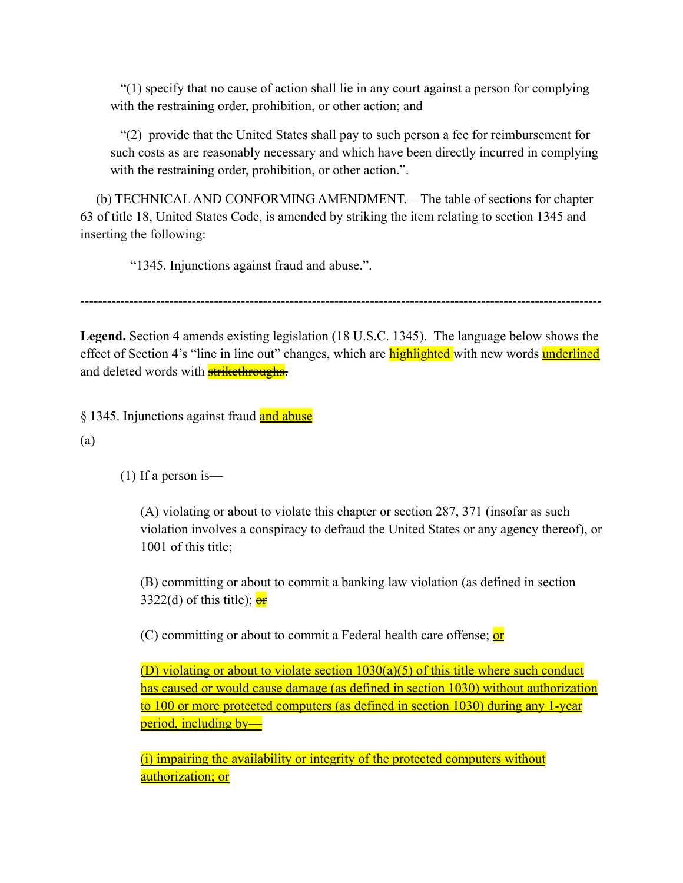"(1) specify that no cause of action shall lie in any court against a person for complying with the restraining order, prohibition, or other action; and

"(2) provide that the United States shall pay to such person a fee for reimbursement for such costs as are reasonably necessary and which have been directly incurred in complying with the restraining order, prohibition, or other action.".

(b) TECHNICAL AND CONFORMING AMENDMENT.—The table of sections for chapter 63 of title 18, United States Code, is amended by striking the item relating to section 1345 and inserting the following:

"1345. Injunctions against fraud and abuse.".

---

**Legend.** Section 4 amends existing legislation (18 U.S.C. 1345). The language below shows the effect of Section 4's "line in line out" changes, which are highlighted with new words <u>underlined</u> and deleted words with ~~strikethroughs~~.

§ 1345. Injunctions against fraud <u>and abuse</u>

(a)

(1) If a person is—

(A) violating or about to violate this chapter or section 287, 371 (insofar as such violation involves a conspiracy to defraud the United States or any agency thereof), or 1001 of this title;

(B) committing or about to commit a banking law violation (as defined in section 3322(d) of this title); ~~or~~

(C) committing or about to commit a Federal health care offense; <u>or</u>

<u>(D) violating or about to violate section 1030(a)(5) of this title where such conduct has caused or would cause damage (as defined in section 1030) without authorization to 100 or more protected computers (as defined in section 1030) during any 1-year period, including by—</u>

<u>(i) impairing the availability or integrity of the protected computers without authorization; or</u>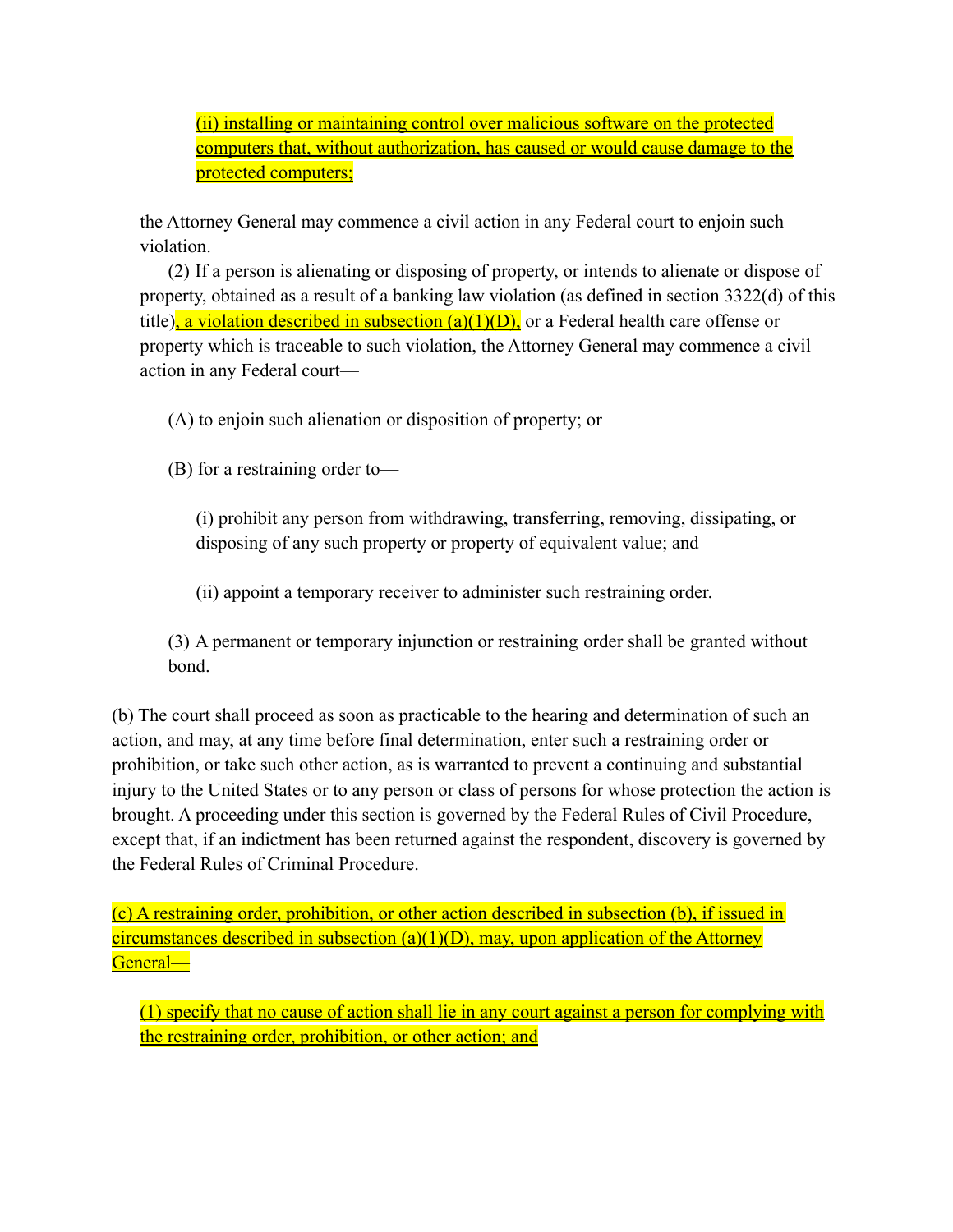(ii) installing or maintaining control over malicious software on the protected computers that, without authorization, has caused or would cause damage to the protected computers;

the Attorney General may commence a civil action in any Federal court to enjoin such violation.

(2) If a person is alienating or disposing of property, or intends to alienate or dispose of property, obtained as a result of a banking law violation (as defined in section 3322(d) of this title), a violation described in subsection (a)(1)(D), or a Federal health care offense or property which is traceable to such violation, the Attorney General may commence a civil action in any Federal court—

(A) to enjoin such alienation or disposition of property; or

(B) for a restraining order to—

(i) prohibit any person from withdrawing, transferring, removing, dissipating, or disposing of any such property or property of equivalent value; and

(ii) appoint a temporary receiver to administer such restraining order.

(3) A permanent or temporary injunction or restraining order shall be granted without bond.

(b) The court shall proceed as soon as practicable to the hearing and determination of such an action, and may, at any time before final determination, enter such a restraining order or prohibition, or take such other action, as is warranted to prevent a continuing and substantial injury to the United States or to any person or class of persons for whose protection the action is brought. A proceeding under this section is governed by the Federal Rules of Civil Procedure, except that, if an indictment has been returned against the respondent, discovery is governed by the Federal Rules of Criminal Procedure.

(c) A restraining order, prohibition, or other action described in subsection (b), if issued in circumstances described in subsection (a)(1)(D), may, upon application of the Attorney General—

(1) specify that no cause of action shall lie in any court against a person for complying with the restraining order, prohibition, or other action; and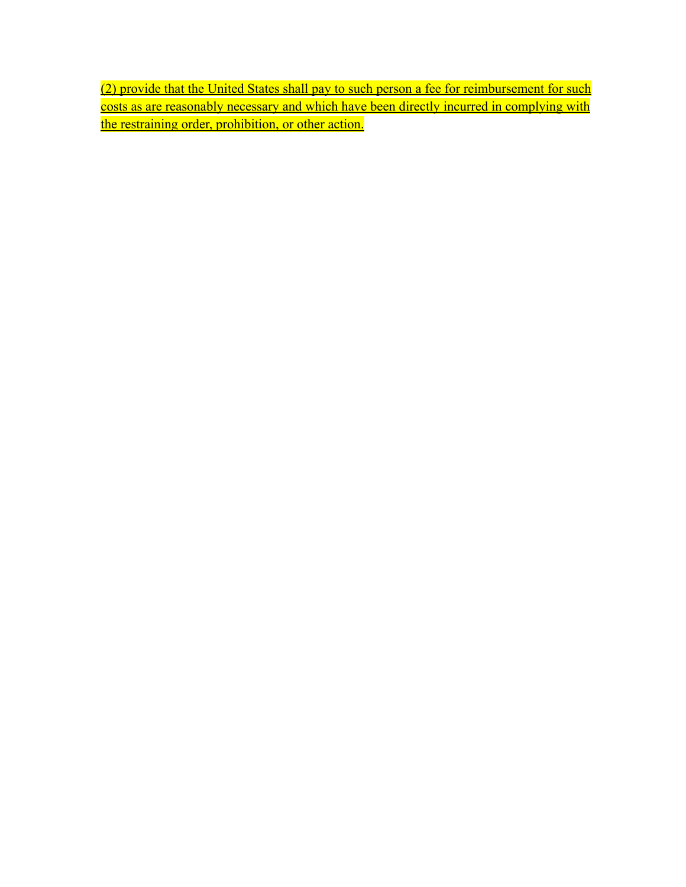(2) provide that the United States shall pay to such person a fee for reimbursement for such costs as are reasonably necessary and which have been directly incurred in complying with the restraining order, prohibition, or other action.